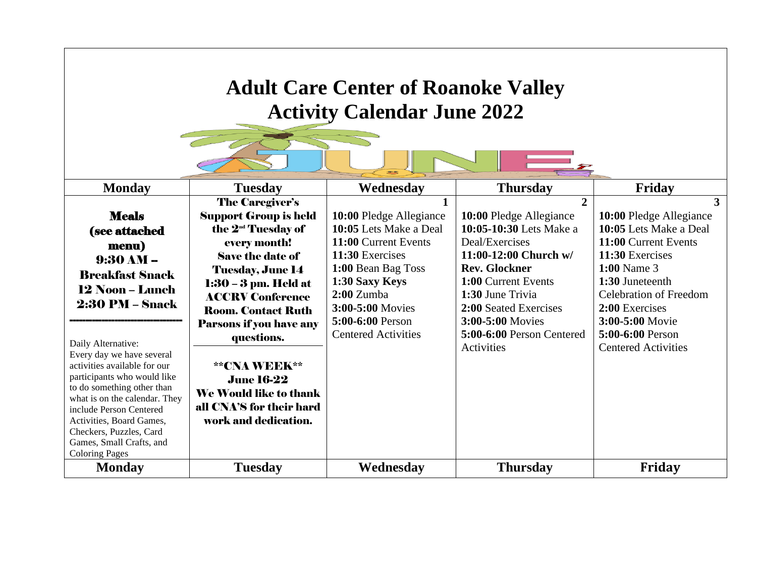# Adult Care Center of Roanoke Valley
# Activity Calendar June 2022

| Monday | Tuesday | Wednesday | Thursday | Friday |
|---|---|---|---|---|
| **Meals (see attached menu)** <br> **9:30 AM – Breakfast Snack** <br> **12 Noon – Lunch** <br> **2:30 PM – Snack** <br> -------------------------------- <br> Daily Alternative: Every day we have several activities available for our participants who would like to do something other than what is on the calendar. They include Person Centered Activities, Board Games, Checkers, Puzzles, Card Games, Small Crafts, and Coloring Pages | **The Caregiver's Support Group is held the 2nd Tuesday of every month! Save the date of Tuesday, June 14 1:30 – 3 pm. Held at ACCRV Conference Room. Contact Ruth Parsons if you have any questions.** <br> ---------- <br> **\*\*CNA WEEK\*\*** <br> **June 16-22** <br> **We Would like to thank all CNA'S for their hard work and dedication.** | **1** <br> **10:00** Pledge Allegiance <br> **10:05** Lets Make a Deal <br> **11:00** Current Events <br> **11:30** Exercises <br> **1:00** Bean Bag Toss <br> **1:30 Saxy Keys** <br> **2:00** Zumba <br> **3:00-5:00** Movies <br> **5:00-6:00** Person Centered Activities | **2** <br> **10:00** Pledge Allegiance <br> **10:05-10:30** Lets Make a Deal/Exercises <br> **11:00-12:00 Church w/ Rev. Glockner** <br> **1:00** Current Events <br> **1:30** June Trivia <br> **2:00** Seated Exercises <br> **3:00-5:00** Movies <br> **5:00-6:00** Person Centered Activities | **3** <br> **10:00** Pledge Allegiance <br> **10:05** Lets Make a Deal <br> **11:00** Current Events <br> **11:30** Exercises <br> **1:00** Name 3 <br> **1:30** Juneteenth Celebration of Freedom <br> **2:00** Exercises <br> **3:00-5:00** Movie <br> **5:00-6:00** Person Centered Activities |
| **Monday** | **Tuesday** | **Wednesday** | **Thursday** | **Friday** |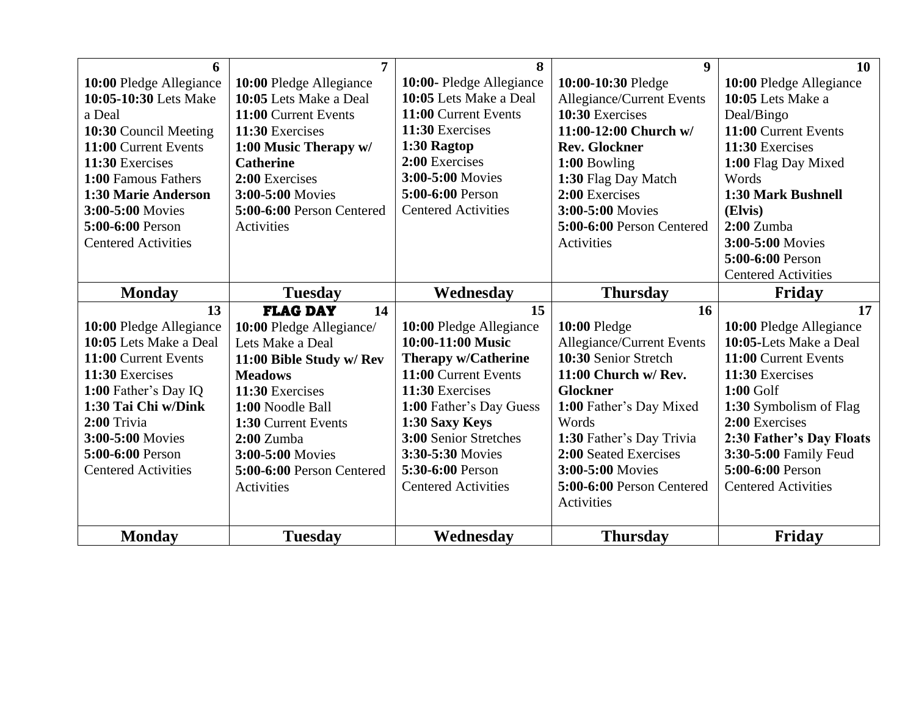| 6 | 7 | 8 | 9 | 10 |
|---|---|---|---|---|
| **10:00** Pledge Allegiance<br>**10:05-10:30** Lets Make a Deal<br>**10:30** Council Meeting<br>**11:00** Current Events<br>**11:30** Exercises<br>**1:00** Famous Fathers<br>**1:30 Marie Anderson**<br>**3:00-5:00** Movies<br>**5:00-6:00** Person Centered Activities | **10:00** Pledge Allegiance<br>**10:05** Lets Make a Deal<br>**11:00** Current Events<br>**11:30** Exercises<br>**1:00 Music Therapy w/ Catherine**<br>**2:00** Exercises<br>**3:00-5:00** Movies<br>**5:00-6:00** Person Centered Activities | **10:00-** Pledge Allegiance<br>**10:05** Lets Make a Deal<br>**11:00** Current Events<br>**11:30** Exercises<br>**1:30 Ragtop**<br>**2:00** Exercises<br>**3:00-5:00** Movies<br>**5:00-6:00** Person Centered Activities | **10:00-10:30** Pledge Allegiance/Current Events<br>**10:30** Exercises<br>**11:00-12:00 Church w/ Rev. Glockner**<br>**1:00** Bowling<br>**1:30** Flag Day Match<br>**2:00** Exercises<br>**3:00-5:00** Movies<br>**5:00-6:00** Person Centered Activities | **10:00** Pledge Allegiance<br>**10:05** Lets Make a Deal/Bingo<br>**11:00** Current Events<br>**11:30** Exercises<br>**1:00** Flag Day Mixed Words<br>**1:30 Mark Bushnell (Elvis)**<br>**2:00** Zumba<br>**3:00-5:00** Movies<br>**5:00-6:00** Person Centered Activities |
| **Monday** | **Tuesday** | **Wednesday** | **Thursday** | **Friday** |
| 13 | **FLAG DAY** 14 | 15 | 16 | 17 |
| **10:00** Pledge Allegiance<br>**10:05** Lets Make a Deal<br>**11:00** Current Events<br>**11:30** Exercises<br>**1:00** Father's Day IQ<br>**1:30 Tai Chi w/Dink**<br>**2:00** Trivia<br>**3:00-5:00** Movies<br>**5:00-6:00** Person Centered Activities | **10:00** Pledge Allegiance/ Lets Make a Deal<br>**11:00 Bible Study w/ Rev Meadows**<br>**11:30** Exercises<br>**1:00** Noodle Ball<br>**1:30** Current Events<br>**2:00** Zumba<br>**3:00-5:00** Movies<br>**5:00-6:00** Person Centered Activities | **10:00** Pledge Allegiance<br>**10:00-11:00 Music Therapy w/Catherine**<br>**11:00** Current Events<br>**11:30** Exercises<br>**1:00** Father's Day Guess<br>**1:30 Saxy Keys**<br>**3:00** Senior Stretches<br>**3:30-5:30** Movies<br>**5:30-6:00** Person Centered Activities | **10:00** Pledge Allegiance/Current Events<br>**10:30** Senior Stretch<br>**11:00 Church w/ Rev. Glockner**<br>**1:00** Father's Day Mixed Words<br>**1:30** Father's Day Trivia<br>**2:00** Seated Exercises<br>**3:00-5:00** Movies<br>**5:00-6:00** Person Centered Activities | **10:00** Pledge Allegiance<br>**10:05-**Lets Make a Deal<br>**11:00** Current Events<br>**11:30** Exercises<br>**1:00** Golf<br>**1:30** Symbolism of Flag<br>**2:00** Exercises<br>**2:30 Father's Day Floats**<br>**3:30-5:00** Family Feud<br>**5:00-6:00** Person Centered Activities |
| **Monday** | **Tuesday** | **Wednesday** | **Thursday** | **Friday** |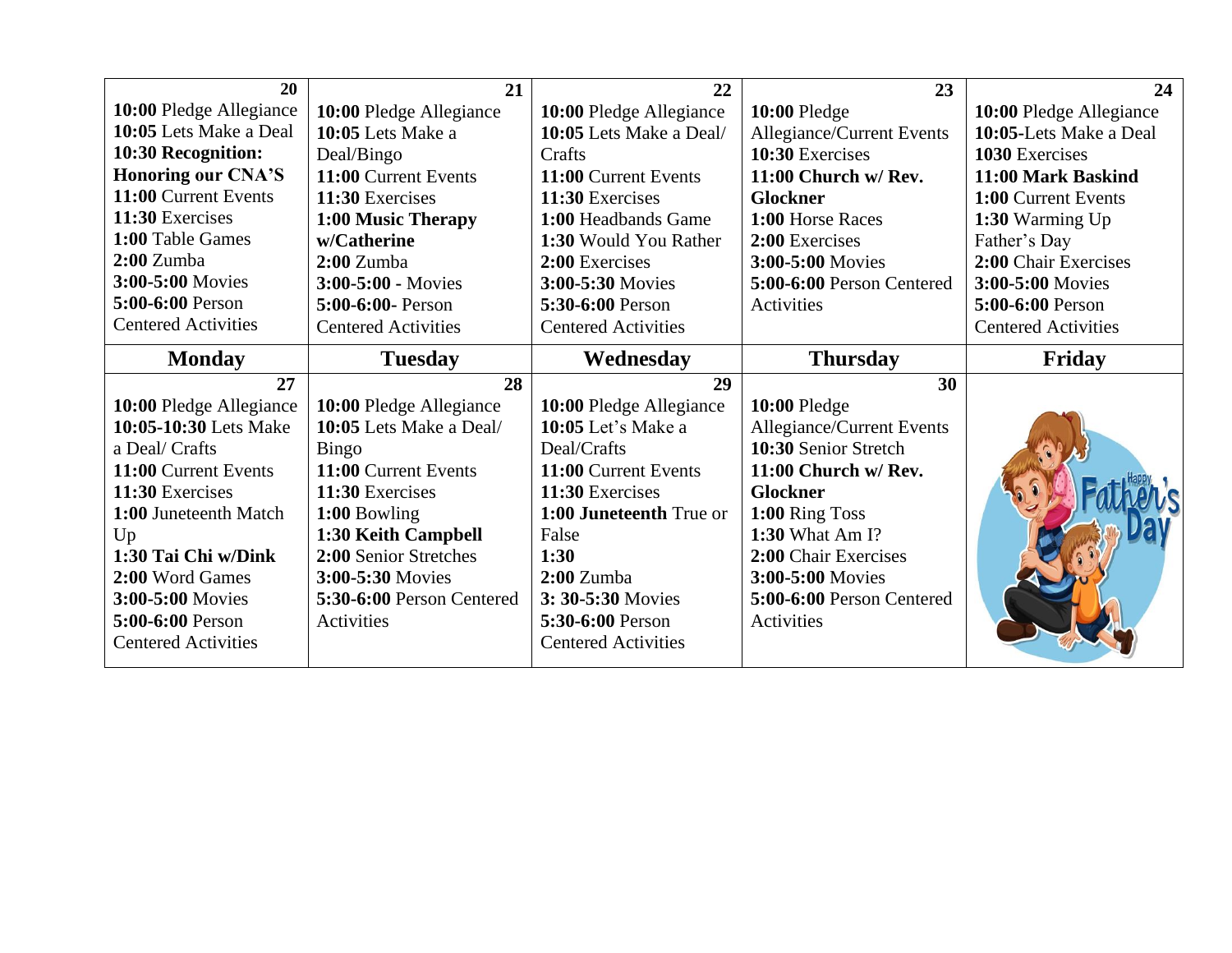| | | | | |
|---|---|---|---|---|
| **20**<br>**10:00** Pledge Allegiance<br>**10:05** Lets Make a Deal<br>**10:30 Recognition: Honoring our CNA'S**<br>**11:00** Current Events<br>**11:30** Exercises<br>**1:00** Table Games<br>**2:00** Zumba<br>**3:00-5:00** Movies<br>**5:00-6:00** Person Centered Activities | **21**<br>**10:00** Pledge Allegiance<br>**10:05** Lets Make a Deal/Bingo<br>**11:00** Current Events<br>**11:30** Exercises<br>**1:00 Music Therapy w/Catherine**<br>**2:00** Zumba<br>**3:00-5:00** - Movies<br>**5:00-6:00**- Person Centered Activities | **22**<br>**10:00** Pledge Allegiance<br>**10:05** Lets Make a Deal/ Crafts<br>**11:00** Current Events<br>**11:30** Exercises<br>**1:00** Headbands Game<br>**1:30** Would You Rather<br>**2:00** Exercises<br>**3:00-5:30** Movies<br>**5:30-6:00** Person Centered Activities | **23**<br>**10:00** Pledge Allegiance/Current Events<br>**10:30** Exercises<br>**11:00 Church w/ Rev. Glockner**<br>**1:00** Horse Races<br>**2:00** Exercises<br>**3:00-5:00** Movies<br>**5:00-6:00** Person Centered Activities | **24**<br>**10:00** Pledge Allegiance<br>**10:05**-Lets Make a Deal<br>**1030** Exercises<br>**11:00 Mark Baskind**<br>**1:00** Current Events<br>**1:30** Warming Up Father's Day<br>**2:00** Chair Exercises<br>**3:00-5:00** Movies<br>**5:00-6:00** Person Centered Activities |
| **Monday** | **Tuesday** | **Wednesday** | **Thursday** | **Friday** |
| **27**<br>**10:00** Pledge Allegiance<br>**10:05-10:30** Lets Make a Deal/ Crafts<br>**11:00** Current Events<br>**11:30** Exercises<br>**1:00** Juneteenth Match Up<br>**1:30 Tai Chi w/Dink**<br>**2:00** Word Games<br>**3:00-5:00** Movies<br>**5:00-6:00** Person Centered Activities | **28**<br>**10:00** Pledge Allegiance<br>**10:05** Lets Make a Deal/ Bingo<br>**11:00** Current Events<br>**11:30** Exercises<br>**1:00** Bowling<br>**1:30 Keith Campbell**<br>**2:00** Senior Stretches<br>**3:00-5:30** Movies<br>**5:30-6:00** Person Centered Activities | **29**<br>**10:00** Pledge Allegiance<br>**10:05** Let's Make a Deal/Crafts<br>**11:00** Current Events<br>**11:30** Exercises<br>**1:00 Juneteenth** True or False<br>**1:30**<br>**2:00** Zumba<br>**3: 30-5:30** Movies<br>**5:30-6:00** Person Centered Activities | **30**<br>**10:00** Pledge Allegiance/Current Events<br>**10:30** Senior Stretch<br>**11:00 Church w/ Rev. Glockner**<br>**1:00** Ring Toss<br>**1:30** What Am I?<br>**2:00** Chair Exercises<br>**3:00-5:00** Movies<br>**5:00-6:00** Person Centered Activities | Happy Father's Day |